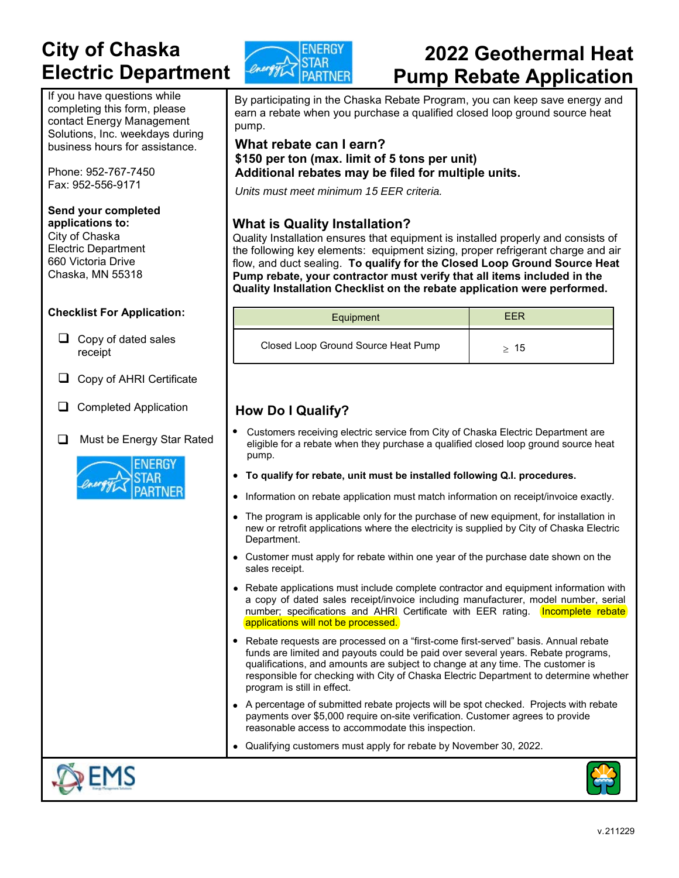# City of Chaska Electric Department

# 2022 Geothermal Heat Pump Rebate Application

If you have questions while completing this form, please contact Energy Management Solutions, Inc. weekdays during business hours for assistance.

Phone: 952-767-7450
Fax: 952-556-9171

**Send your completed applications to:**
City of Chaska
Electric Department
660 Victoria Drive
Chaska, MN 55318

**Checklist For Application:**

- ❑ Copy of dated sales receipt
- ❑ Copy of AHRI Certificate
- ❑ Completed Application
- ❑ Must be Energy Star Rated

By participating in the Chaska Rebate Program, you can keep save energy and earn a rebate when you purchase a qualified closed loop ground source heat pump.

### What rebate can I earn?

**$150 per ton (max. limit of 5 tons per unit)**
**Additional rebates may be filed for multiple units.**

*Units must meet minimum 15 EER criteria.*

### What is Quality Installation?

Quality Installation ensures that equipment is installed properly and consists of the following key elements: equipment sizing, proper refrigerant charge and air flow, and duct sealing. **To qualify for the Closed Loop Ground Source Heat Pump rebate, your contractor must verify that all items included in the Quality Installation Checklist on the rebate application were performed.**

| Equipment | EER |
|---|---|
| Closed Loop Ground Source Heat Pump | $\geq$ 15 |

### How Do I Qualify?

- Customers receiving electric service from City of Chaska Electric Department are eligible for a rebate when they purchase a qualified closed loop ground source heat pump.
- **To qualify for rebate, unit must be installed following Q.I. procedures.**
- Information on rebate application must match information on receipt/invoice exactly.
- The program is applicable only for the purchase of new equipment, for installation in new or retrofit applications where the electricity is supplied by City of Chaska Electric Department.
- Customer must apply for rebate within one year of the purchase date shown on the sales receipt.
- Rebate applications must include complete contractor and equipment information with a copy of dated sales receipt/invoice including manufacturer, model number, serial number; specifications and AHRI Certificate with EER rating. Incomplete rebate applications will not be processed.
- Rebate requests are processed on a "first-come first-served" basis. Annual rebate funds are limited and payouts could be paid over several years. Rebate programs, qualifications, and amounts are subject to change at any time. The customer is responsible for checking with City of Chaska Electric Department to determine whether program is still in effect.
- A percentage of submitted rebate projects will be spot checked. Projects with rebate payments over $5,000 require on-site verification. Customer agrees to provide reasonable access to accommodate this inspection.
- Qualifying customers must apply for rebate by November 30, 2022.

v.211229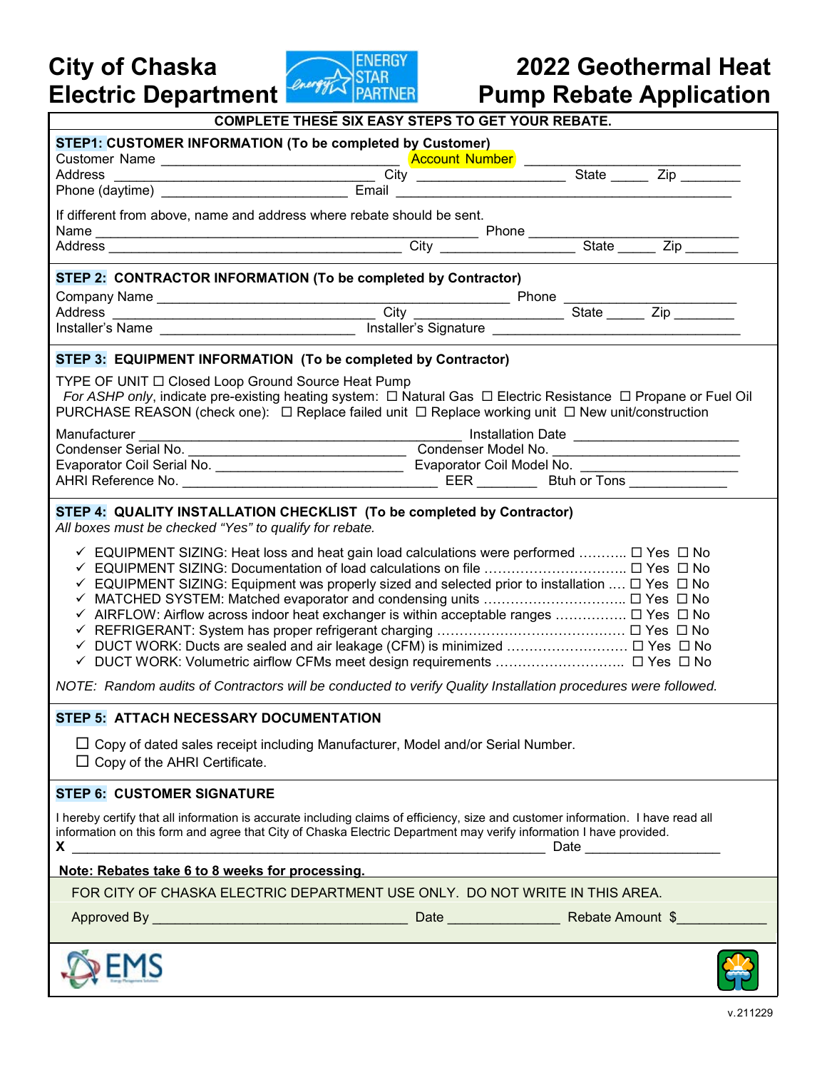# City of Chaska Electric Department

# 2022 Geothermal Heat Pump Rebate Application

**COMPLETE THESE SIX EASY STEPS TO GET YOUR REBATE.**

## STEP1: CUSTOMER INFORMATION (To be completed by Customer)

Customer Name ______________________________ Account Number ______________________________

Address ______________________________ City __________________ State _____ Zip ________

Phone (daytime) ______________________ Email ________________________________________

If different from above, name and address where rebate should be sent.

Name ________________________________________________ Phone __________________________

Address ______________________________________ City _________________ State _____ Zip _______

## STEP 2: CONTRACTOR INFORMATION (To be completed by Contractor)

Company Name ____________________________________________ Phone ______________________

Address _________________________________ City __________________ State _____ Zip ________

Installer's Name ________________________ Installer's Signature ________________________________

## STEP 3: EQUIPMENT INFORMATION (To be completed by Contractor)

TYPE OF UNIT ☐ Closed Loop Ground Source Heat Pump

*For ASHP only*, indicate pre-existing heating system: ☐ Natural Gas ☐ Electric Resistance ☐ Propane or Fuel Oil

PURCHASE REASON (check one): ☐ Replace failed unit ☐ Replace working unit ☐ New unit/construction

Manufacturer ________________________________________ Installation Date _____________________

Condenser Serial No. ____________________________ Condenser Model No. ________________________

Evaporator Coil Serial No. ________________________ Evaporator Coil Model No. ____________________

AHRI Reference No. ________________________________ EER ________ Btuh or Tons ____________

## STEP 4: QUALITY INSTALLATION CHECKLIST (To be completed by Contractor)

*All boxes must be checked "Yes" to qualify for rebate.*

- ✓ EQUIPMENT SIZING: Heat loss and heat gain load calculations were performed ........... ☐ Yes ☐ No
- ✓ EQUIPMENT SIZING: Documentation of load calculations on file ................................ ☐ Yes ☐ No
- ✓ EQUIPMENT SIZING: Equipment was properly sized and selected prior to installation .... ☐ Yes ☐ No
- ✓ MATCHED SYSTEM: Matched evaporator and condensing units ................................ ☐ Yes ☐ No
- ✓ AIRFLOW: Airflow across indoor heat exchanger is within acceptable ranges ................ ☐ Yes ☐ No
- ✓ REFRIGERANT: System has proper refrigerant charging ........................................ ☐ Yes ☐ No
- ✓ DUCT WORK: Ducts are sealed and air leakage (CFM) is minimized ........................... ☐ Yes ☐ No
- ✓ DUCT WORK: Volumetric airflow CFMs meet design requirements ............................ ☐ Yes ☐ No

*NOTE: Random audits of Contractors will be conducted to verify Quality Installation procedures were followed.*

## STEP 5: ATTACH NECESSARY DOCUMENTATION

☐ Copy of dated sales receipt including Manufacturer, Model and/or Serial Number.

☐ Copy of the AHRI Certificate.

## STEP 6: CUSTOMER SIGNATURE

I hereby certify that all information is accurate including claims of efficiency, size and customer information. I have read all information on this form and agree that City of Chaska Electric Department may verify information I have provided.

**X** ________________________________________________________________ Date __________________

**Note: Rebates take 6 to 8 weeks for processing.**

FOR CITY OF CHASKA ELECTRIC DEPARTMENT USE ONLY. DO NOT WRITE IN THIS AREA.

Approved By _________________________________ Date _______________ Rebate Amount $____________

v.211229